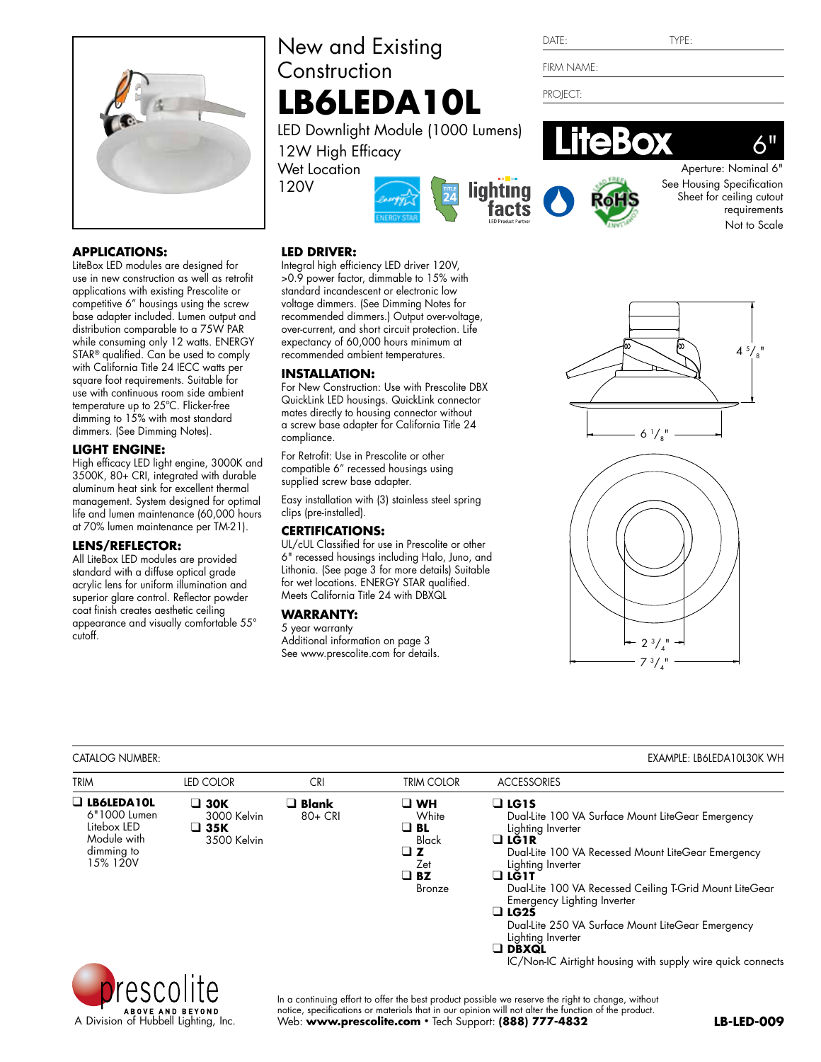DATE: TYPE:

FIRM NAME:

PROJECT:

# New and Existing Construction

# LB6LEDA10L

LED Downlight Module (1000 Lumens)
12W High Efficacy
Wet Location
120V

**LiteBox 6"**

Aperture: Nominal 6"
See Housing Specification Sheet for ceiling cutout requirements
Not to Scale

4 5/8"
6 1/8"
2 3/4"
7 3/4"

### APPLICATIONS:

LiteBox LED modules are designed for use in new construction as well as retrofit applications with existing Prescolite or competitive 6" housings using the screw base adapter included. Lumen output and distribution comparable to a 75W PAR while consuming only 12 watts. ENERGY STAR® qualified. Can be used to comply with California Title 24 IECC watts per square foot requirements. Suitable for use with continuous room side ambient temperature up to 25°C. Flicker-free dimming to 15% with most standard dimmers. (See Dimming Notes).

### LIGHT ENGINE:

High efficacy LED light engine, 3000K and 3500K, 80+ CRI, integrated with durable aluminum heat sink for excellent thermal management. System designed for optimal life and lumen maintenance (60,000 hours at 70% lumen maintenance per TM-21).

### LENS/REFLECTOR:

All LiteBox LED modules are provided standard with a diffuse optical grade acrylic lens for uniform illumination and superior glare control. Reflector powder coat finish creates aesthetic ceiling appearance and visually comfortable 55° cutoff.

### LED DRIVER:

Integral high efficiency LED driver 120V, >0.9 power factor, dimmable to 15% with standard incandescent or electronic low voltage dimmers. (See Dimming Notes for recommended dimmers.) Output over-voltage, over-current, and short circuit protection. Life expectancy of 60,000 hours minimum at recommended ambient temperatures.

### INSTALLATION:

For New Construction: Use with Prescolite DBX QuickLink LED housings. QuickLink connector mates directly to housing connector without a screw base adapter for California Title 24 compliance.

For Retrofit: Use in Prescolite or other compatible 6" recessed housings using supplied screw base adapter.

Easy installation with (3) stainless steel spring clips (pre-installed).

### CERTIFICATIONS:

UL/cUL Classified for use in Prescolite or other 6" recessed housings including Halo, Juno, and Lithonia. (See page 3 for more details) Suitable for wet locations. ENERGY STAR qualified. Meets California Title 24 with DBXQL

### WARRANTY:

5 year warranty
Additional information on page 3
See www.prescolite.com for details.

CATALOG NUMBER: EXAMPLE: LB6LEDA10L30K WH

| TRIM | LED COLOR | CRI | TRIM COLOR | ACCESSORIES |
|---|---|---|---|---|
| ❑ **LB6LEDA10L** 6"1000 Lumen Litebox LED Module with dimming to 15% 120V | ❑ **30K** 3000 Kelvin<br>❑ **35K** 3500 Kelvin | ❑ **Blank** 80+ CRI | ❑ **WH** White<br>❑ **BL** Black<br>❑ **Z** Zet<br>❑ **BZ** Bronze | ❑ **LG1S** Dual-Lite 100 VA Surface Mount LiteGear Emergency Lighting Inverter<br>❑ **LG1R** Dual-Lite 100 VA Recessed Mount LiteGear Emergency Lighting Inverter<br>❑ **LG1T** Dual-Lite 100 VA Recessed Ceiling T-Grid Mount LiteGear Emergency Lighting Inverter<br>❑ **LG2S** Dual-Lite 250 VA Surface Mount LiteGear Emergency Lighting Inverter<br>❑ **DBXQL** IC/Non-IC Airtight housing with supply wire quick connects |

prescolite ABOVE AND BEYOND
A Division of Hubbell Lighting, Inc.

In a continuing effort to offer the best product possible we reserve the right to change, without notice, specifications or materials that in our opinion will not alter the function of the product.
Web: **www.prescolite.com** • Tech Support: **(888) 777-4832**

**LB-LED-009**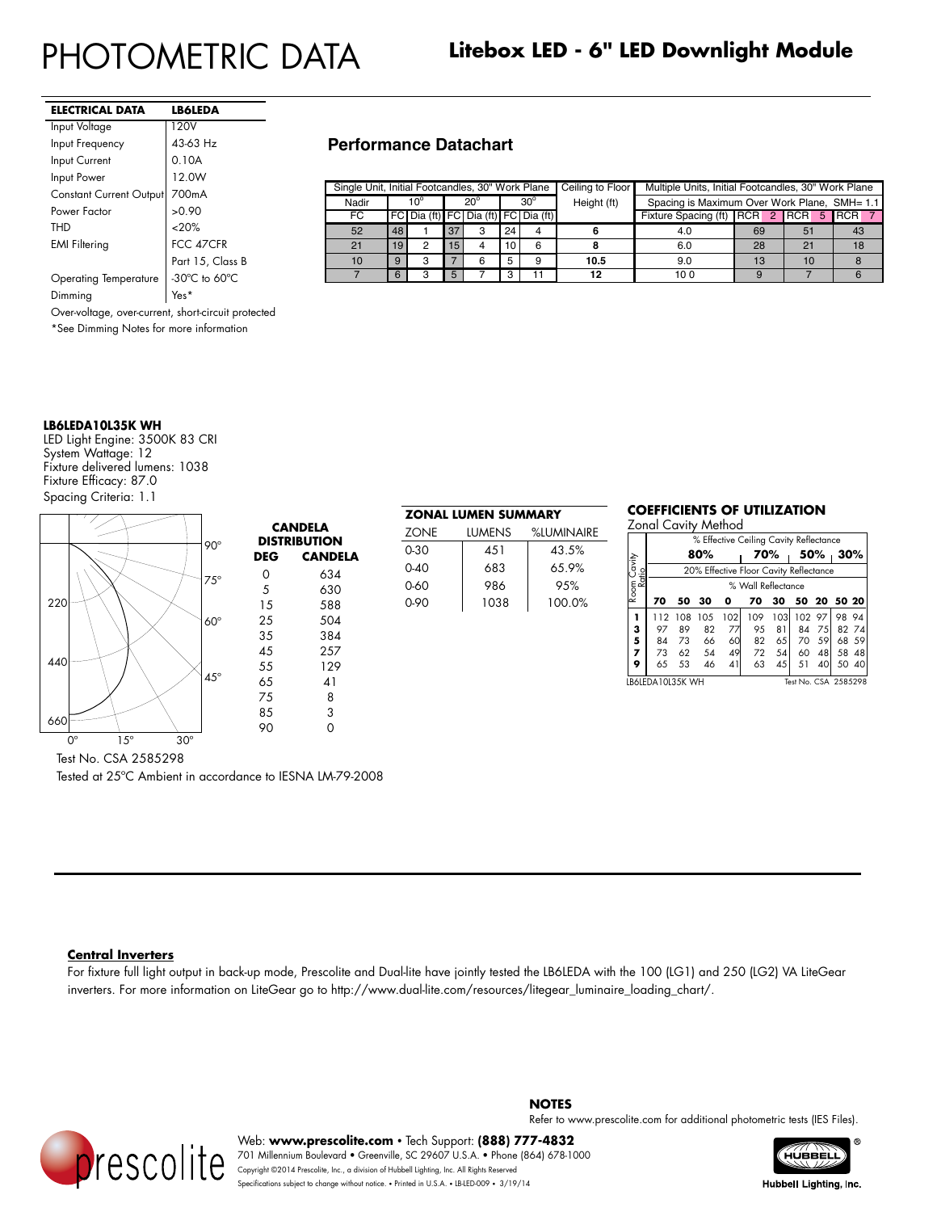# PHOTOMETRIC DATA

## Litebox LED - 6" LED Downlight Module

| ELECTRICAL DATA | LB6LEDA |
|---|---|
| Input Voltage | 120V |
| Input Frequency | 43-63 Hz |
| Input Current | 0.10A |
| Input Power | 12.0W |
| Constant Current Output | 700mA |
| Power Factor | >0.90 |
| THD | <20% |
| EMI Filtering | FCC 47CFR Part 15, Class B |
| Operating Temperature | -30°C to 60°C |
| Dimming | Yes* |

Over-voltage, over-current, short-circuit protected

*See Dimming Notes for more information

### Performance Datachart

| Single Unit, Initial Footcandles, 30" Work Plane | | | | | | | Ceiling to Floor Height (ft) | Multiple Units, Initial Footcandles, 30" Work Plane Spacing is Maximum Over Work Plane, SMH= 1.1 | | | |
|---|---|---|---|---|---|---|---|---|---|---|---|
| Nadir | 10° | | 20° | | 30° | | | | | | |
| FC | FC | Dia (ft) | FC | Dia (ft) | FC | Dia (ft) | | Fixture Spacing (ft) | RCR 2 | RCR 5 | RCR 7 |
| 52 | 48 | 1 | 37 | 3 | 24 | 4 | 6 | 4.0 | 69 | 51 | 43 |
| 21 | 19 | 2 | 15 | 4 | 10 | 6 | 8 | 6.0 | 28 | 21 | 18 |
| 10 | 9 | 3 | 7 | 6 | 5 | 9 | 10.5 | 9.0 | 13 | 10 | 8 |
| 7 | 6 | 3 | 5 | 7 | 3 | 11 | 12 | 10 0 | 9 | 7 | 6 |

**LB6LEDA10L35K WH**

LED Light Engine: 3500K 83 CRI
System Wattage: 12
Fixture delivered lumens: 1038
Fixture Efficacy: 87.0
Spacing Criteria: 1.1

**CANDELA DISTRIBUTION**

| DEG | CANDELA |
|---|---|
| 0 | 634 |
| 5 | 630 |
| 15 | 588 |
| 25 | 504 |
| 35 | 384 |
| 45 | 257 |
| 55 | 129 |
| 65 | 41 |
| 75 | 8 |
| 85 | 3 |
| 90 | 0 |

Test No. CSA 2585298

Tested at 25°C Ambient in accordance to IESNA LM-79-2008

**ZONAL LUMEN SUMMARY**

| ZONE | LUMENS | %LUMINAIRE |
|---|---|---|
| 0-30 | 451 | 43.5% |
| 0-40 | 683 | 65.9% |
| 0-60 | 986 | 95% |
| 0-90 | 1038 | 100.0% |

**COEFFICIENTS OF UTILIZATION**

Zonal Cavity Method

% Effective Ceiling Cavity Reflectance; 20% Effective Floor Cavity Reflectance

| Room Cavity Ratio | 80% | | | | 70% | | 50% | | 30% | |
|---|---|---|---|---|---|---|---|---|---|---|
| % Wall Reflectance | 70 | 50 | 30 | 0 | 70 | 30 | 50 | 20 | 50 | 20 |
| 1 | 112 | 108 | 105 | 102 | 109 | 103 | 102 | 97 | 98 | 94 |
| 3 | 97 | 89 | 82 | 77 | 95 | 81 | 84 | 75 | 82 | 74 |
| 5 | 84 | 73 | 66 | 60 | 82 | 65 | 70 | 59 | 68 | 59 |
| 7 | 73 | 62 | 54 | 49 | 72 | 54 | 60 | 48 | 58 | 48 |
| 9 | 65 | 53 | 46 | 41 | 63 | 45 | 51 | 40 | 50 | 40 |

LB6LEDA10L35K WH    Test No. CSA 2585298

**Central Inverters**

For fixture full light output in back-up mode, Prescolite and Dual-lite have jointly tested the LB6LEDA with the 100 (LG1) and 250 (LG2) VA LiteGear inverters. For more information on LiteGear go to http://www.dual-lite.com/resources/litegear_luminaire_loading_chart/.

**NOTES**

Refer to www.prescolite.com for additional photometric tests (IES Files).

Web: **www.prescolite.com** • Tech Support: **(888) 777-4832**
701 Millennium Boulevard • Greenville, SC 29607 U.S.A. • Phone (864) 678-1000
Copyright ©2014 Prescolite, Inc., a division of Hubbell Lighting, Inc. All Rights Reserved
Specifications subject to change without notice. • Printed in U.S.A. • LB-LED-009 • 3/19/14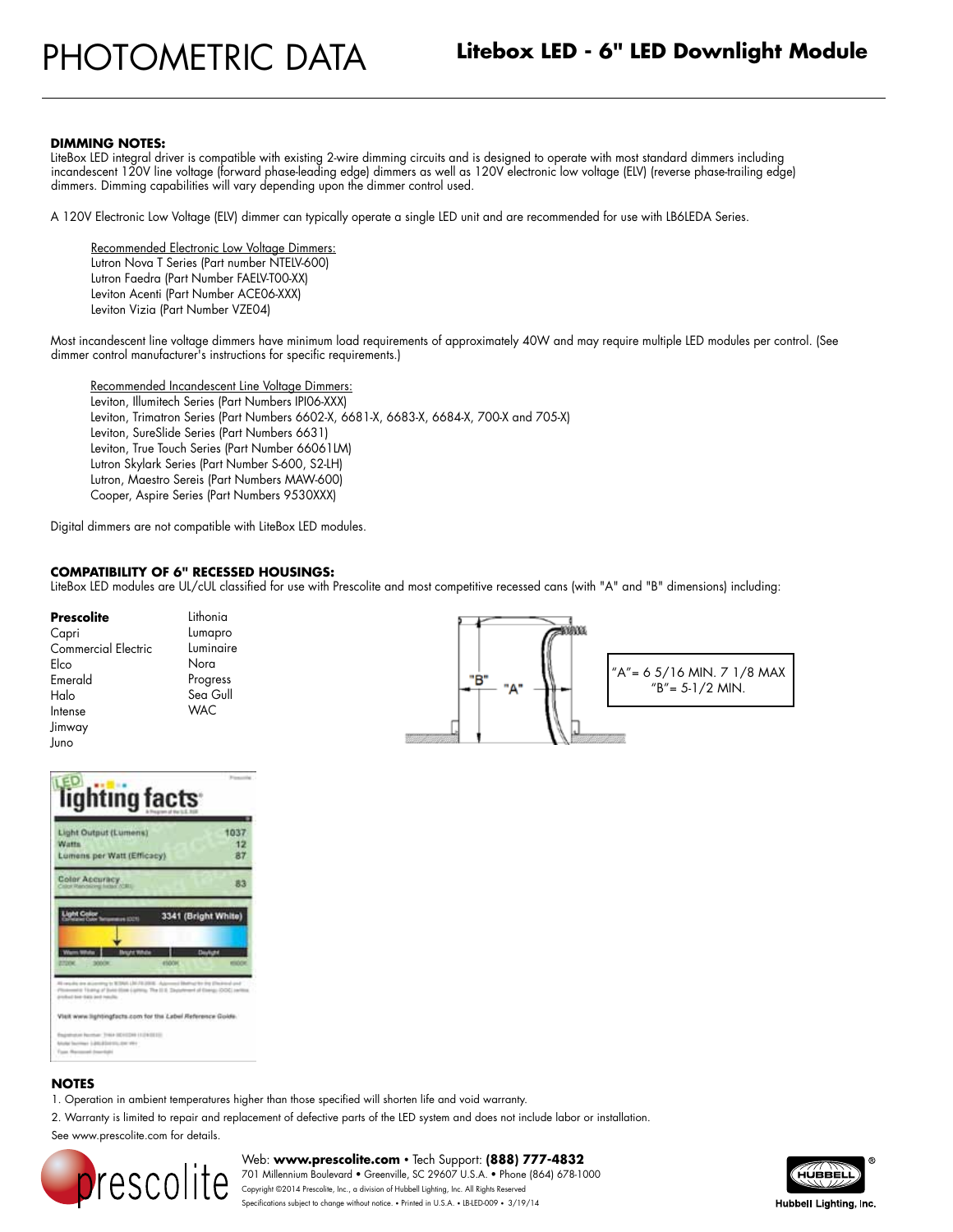# PHOTOMETRIC DATA

## Litebox LED - 6" LED Downlight Module

**DIMMING NOTES:**
LiteBox LED integral driver is compatible with existing 2-wire dimming circuits and is designed to operate with most standard dimmers including incandescent 120V line voltage (forward phase-leading edge) dimmers as well as 120V electronic low voltage (ELV) (reverse phase-trailing edge) dimmers. Dimming capabilities will vary depending upon the dimmer control used.

A 120V Electronic Low Voltage (ELV) dimmer can typically operate a single LED unit and are recommended for use with LB6LEDA Series.

Recommended Electronic Low Voltage Dimmers:
Lutron Nova T Series (Part number NTELV-600)
Lutron Faedra (Part Number FAELV-T00-XX)
Leviton Acenti (Part Number ACE06-XXX)
Leviton Vizia (Part Number VZE04)

Most incandescent line voltage dimmers have minimum load requirements of approximately 40W and may require multiple LED modules per control. (See dimmer control manufacturer's instructions for specific requirements.)

Recommended Incandescent Line Voltage Dimmers:
Leviton, Illumitech Series (Part Numbers IPI06-XXX)
Leviton, Trimatron Series (Part Numbers 6602-X, 6681-X, 6683-X, 6684-X, 700-X and 705-X)
Leviton, SureSlide Series (Part Numbers 6631)
Leviton, True Touch Series (Part Number 66061LM)
Lutron Skylark Series (Part Number S-600, S2-LH)
Lutron, Maestro Sereis (Part Numbers MAW-600)
Cooper, Aspire Series (Part Numbers 9530XXX)

Digital dimmers are not compatible with LiteBox LED modules.

**COMPATIBILITY OF 6" RECESSED HOUSINGS:**
LiteBox LED modules are UL/cUL classified for use with Prescolite and most competitive recessed cans (with "A" and "B" dimensions) including:

**Prescolite**
Capri
Commercial Electric
Elco
Emerald
Halo
Intense
Jimway
Juno
Lithonia
Lumapro
Luminaire
Nora
Progress
Sea Gull
WAC

"B"
"A"

"A"= 6 5/16 MIN. 7 1/8 MAX
"B"= 5-1/2 MIN.

LED lighting facts

| | |
|---|---|
| Light Output (Lumens) | 1037 |
| Watts | 12 |
| Lumens per Watt (Efficacy) | 87 |
| Color Accuracy (Color Rendering Index (CRI)) | 83 |
| Light Color (Correlated Color Temperature (CCT)) | 3341 (Bright White) |

Warm White | Bright White | Daylight
2700K 3000K 4500K 6500K

Visit www.lightingfacts.com for the Label Reference Guide.

**NOTES**

1. Operation in ambient temperatures higher than those specified will shorten life and void warranty.
2. Warranty is limited to repair and replacement of defective parts of the LED system and does not include labor or installation.

See www.prescolite.com for details.

prescolite

Web: **www.prescolite.com** • Tech Support: **(888) 777-4832**
701 Millennium Boulevard • Greenville, SC 29607 U.S.A. • Phone (864) 678-1000
Copyright ©2014 Prescolite, Inc., a division of Hubbell Lighting, Inc. All Rights Reserved
Specifications subject to change without notice. • Printed in U.S.A. • LB-LED-009 • 3/19/14

Hubbell Lighting, Inc.